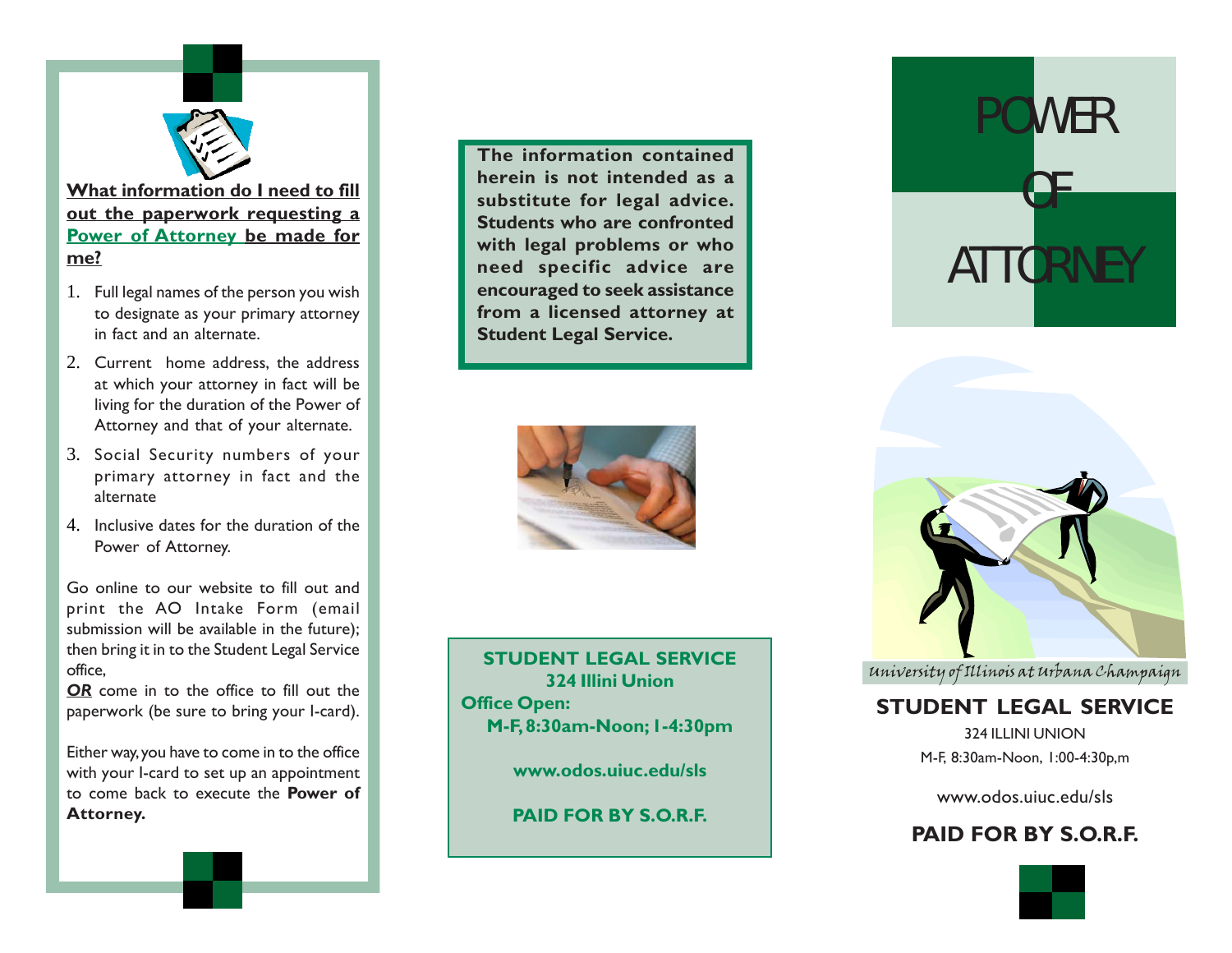## What information do I need to fill out the paperwork requesting a Power of Attorney be made for me?

1. Full legal names of the person you wish to designate as your primary attorney in fact and an alternate.
2. Current home address, the address at which your attorney in fact will be living for the duration of the Power of Attorney and that of your alternate.
3. Social Security numbers of your primary attorney in fact and the alternate
4. Inclusive dates for the duration of the Power of Attorney.

Go online to our website to fill out and print the AO Intake Form (email submission will be available in the future); then bring it in to the Student Legal Service office,

***OR*** come in to the office to fill out the paperwork (be sure to bring your I-card).

Either way, you have to come in to the office with your I-card to set up an appointment to come back to execute the **Power of Attorney.**

**The information contained herein is not intended as a substitute for legal advice. Students who are confronted with legal problems or who need specific advice are encouraged to seek assistance from a licensed attorney at Student Legal Service.**

**STUDENT LEGAL SERVICE**
**324 Illini Union**
**Office Open:**
**M-F, 8:30am-Noon; 1-4:30pm**

**www.odos.uiuc.edu/sls**

**PAID FOR BY S.O.R.F.**

# POWER OF ATTORNEY

*University of Illinois at Urbana Champaign*

## STUDENT LEGAL SERVICE

324 ILLINI UNION
M-F, 8:30am-Noon, 1:00-4:30p,m

www.odos.uiuc.edu/sls

**PAID FOR BY S.O.R.F.**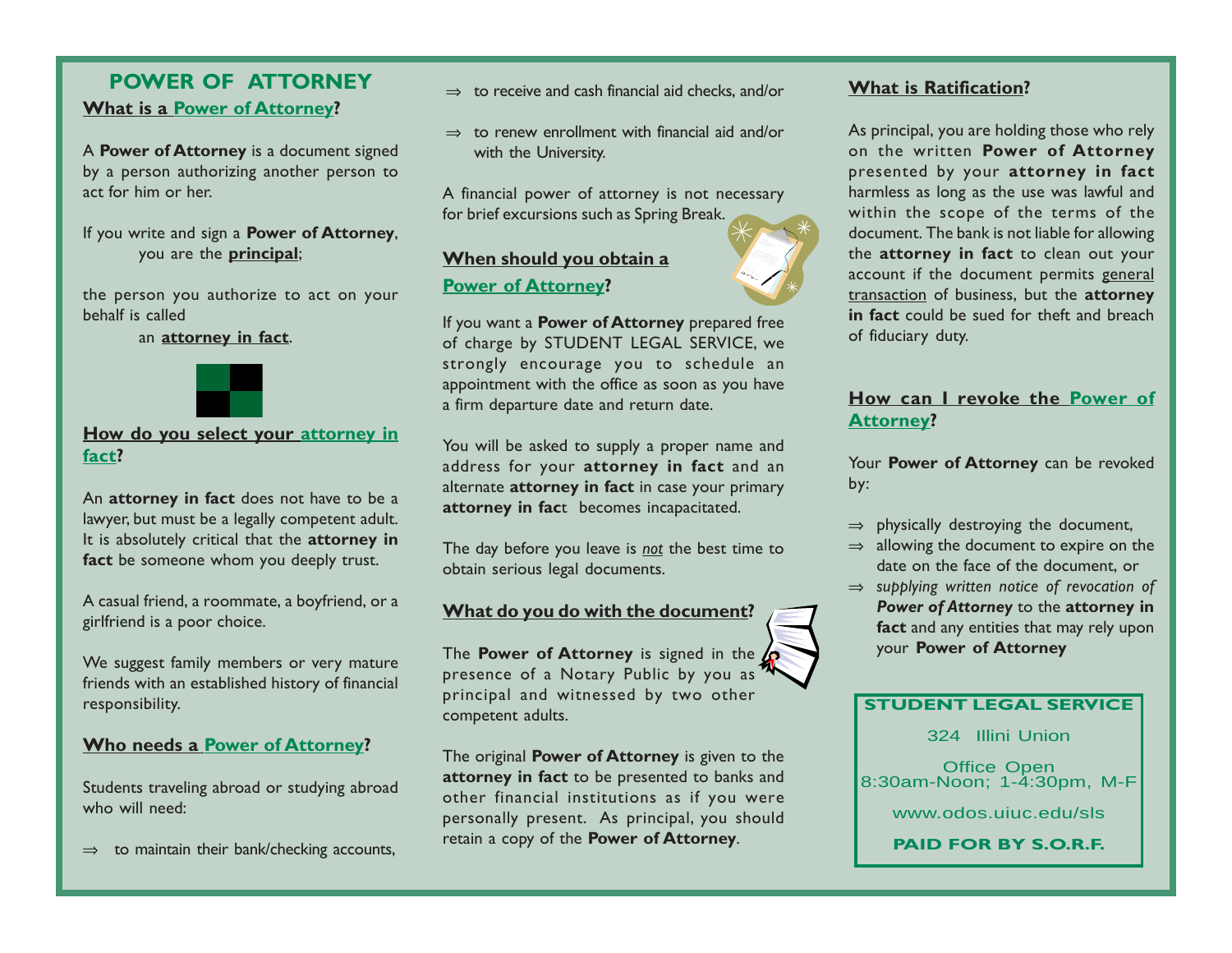# POWER OF ATTORNEY

## What is a Power of Attorney?

A **Power of Attorney** is a document signed by a person authorizing another person to act for him or her.

If you write and sign a **Power of Attorney**, you are the **principal**;

the person you authorize to act on your behalf is called an **attorney in fact**.

## How do you select your attorney in fact?

An **attorney in fact** does not have to be a lawyer, but must be a legally competent adult. It is absolutely critical that the **attorney in fact** be someone whom you deeply trust.

A casual friend, a roommate, a boyfriend, or a girlfriend is a poor choice.

We suggest family members or very mature friends with an established history of financial responsibility.

## Who needs a Power of Attorney?

Students traveling abroad or studying abroad who will need:

⇒ to maintain their bank/checking accounts,

⇒ to receive and cash financial aid checks, and/or

⇒ to renew enrollment with financial aid and/or with the University.

A financial power of attorney is not necessary for brief excursions such as Spring Break.

## When should you obtain a Power of Attorney?

If you want a **Power of Attorney** prepared free of charge by STUDENT LEGAL SERVICE, we strongly encourage you to schedule an appointment with the office as soon as you have a firm departure date and return date.

You will be asked to supply a proper name and address for your **attorney in fact** and an alternate **attorney in fact** in case your primary **attorney in fact** becomes incapacitated.

The day before you leave is *not* the best time to obtain serious legal documents.

## What do you do with the document?

The **Power of Attorney** is signed in the presence of a Notary Public by you as principal and witnessed by two other competent adults.

The original **Power of Attorney** is given to the **attorney in fact** to be presented to banks and other financial institutions as if you were personally present. As principal, you should retain a copy of the **Power of Attorney**.

## What is Ratification?

As principal, you are holding those who rely on the written **Power of Attorney** presented by your **attorney in fact** harmless as long as the use was lawful and within the scope of the terms of the document. The bank is not liable for allowing the **attorney in fact** to clean out your account if the document permits general transaction of business, but the **attorney in fact** could be sued for theft and breach of fiduciary duty.

## How can I revoke the Power of Attorney?

Your **Power of Attorney** can be revoked by:

⇒ physically destroying the document,

⇒ allowing the document to expire on the date on the face of the document, or

⇒ *supplying written notice of revocation of* ***Power of Attorney*** to the **attorney in fact** and any entities that may rely upon your **Power of Attorney**

**STUDENT LEGAL SERVICE**

324 Illini Union

Office Open
8:30am-Noon; 1-4:30pm, M-F

www.odos.uiuc.edu/sls

**PAID FOR BY S.O.R.F.**